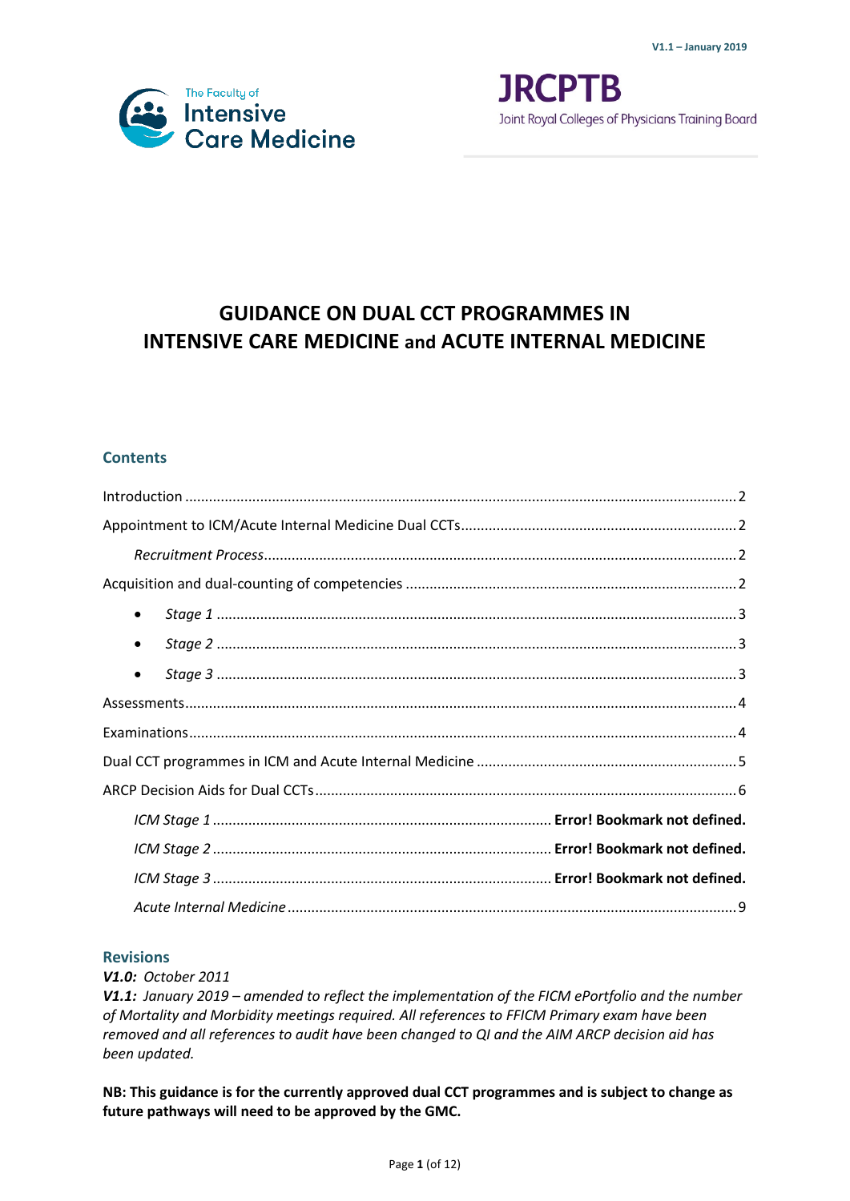V1.1 – January 2019

The Faculty of Intensive Care Medicine

JRCPTB
Joint Royal Colleges of Physicians Training Board

# GUIDANCE ON DUAL CCT PROGRAMMES IN INTENSIVE CARE MEDICINE and ACUTE INTERNAL MEDICINE

## Contents

Introduction ........................................................................ 2
Appointment to ICM/Acute Internal Medicine Dual CCTs ........................................................................ 2
*Recruitment Process* ........................................................................ 2
Acquisition and dual-counting of competencies ........................................................................ 2
- *Stage 1* ........................................................................ 3
- *Stage 2* ........................................................................ 3
- *Stage 3* ........................................................................ 3

Assessments ........................................................................ 4
Examinations ........................................................................ 4
Dual CCT programmes in ICM and Acute Internal Medicine ........................................................................ 5
ARCP Decision Aids for Dual CCTs ........................................................................ 6
*ICM Stage 1* ........................................................................ **Error! Bookmark not defined.**
*ICM Stage 2* ........................................................................ **Error! Bookmark not defined.**
*ICM Stage 3* ........................................................................ **Error! Bookmark not defined.**
*Acute Internal Medicine* ........................................................................ 9

## Revisions

***V1.0:*** *October 2011*
***V1.1:*** *January 2019 – amended to reflect the implementation of the FICM ePortfolio and the number of Mortality and Morbidity meetings required. All references to FFICM Primary exam have been removed and all references to audit have been changed to QI and the AIM ARCP decision aid has been updated.*

**NB: This guidance is for the currently approved dual CCT programmes and is subject to change as future pathways will need to be approved by the GMC.**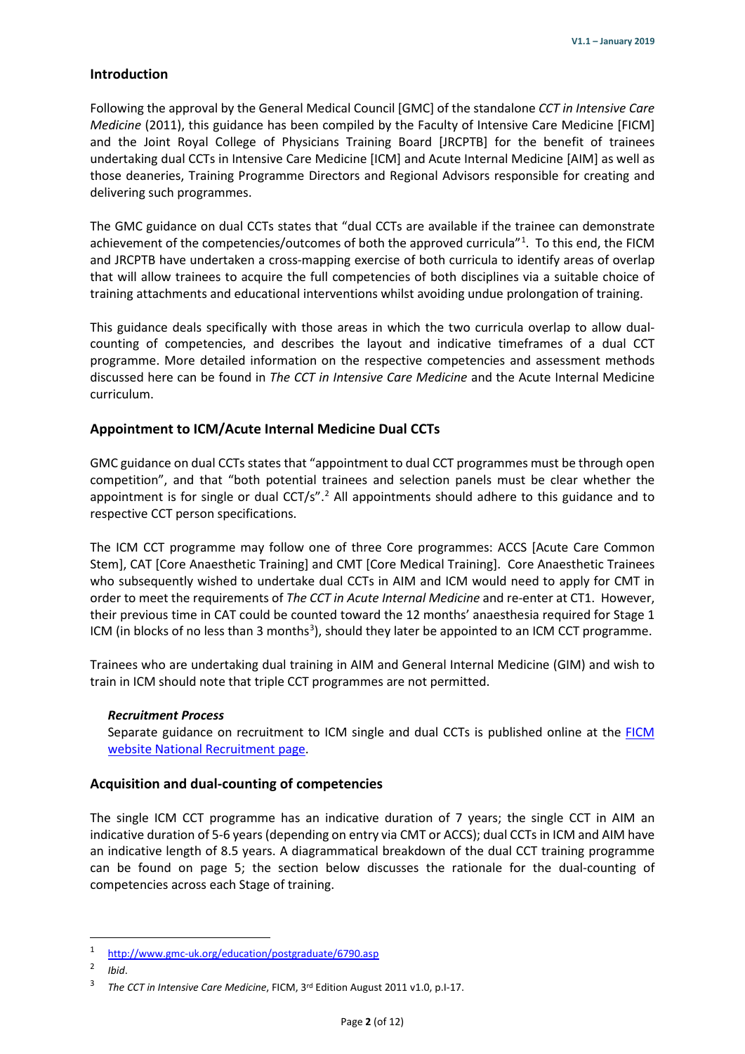## Introduction

Following the approval by the General Medical Council [GMC] of the standalone *CCT in Intensive Care Medicine* (2011), this guidance has been compiled by the Faculty of Intensive Care Medicine [FICM] and the Joint Royal College of Physicians Training Board [JRCPTB] for the benefit of trainees undertaking dual CCTs in Intensive Care Medicine [ICM] and Acute Internal Medicine [AIM] as well as those deaneries, Training Programme Directors and Regional Advisors responsible for creating and delivering such programmes.

The GMC guidance on dual CCTs states that "dual CCTs are available if the trainee can demonstrate achievement of the competencies/outcomes of both the approved curricula"[1]. To this end, the FICM and JRCPTB have undertaken a cross-mapping exercise of both curricula to identify areas of overlap that will allow trainees to acquire the full competencies of both disciplines via a suitable choice of training attachments and educational interventions whilst avoiding undue prolongation of training.

This guidance deals specifically with those areas in which the two curricula overlap to allow dual-counting of competencies, and describes the layout and indicative timeframes of a dual CCT programme. More detailed information on the respective competencies and assessment methods discussed here can be found in *The CCT in Intensive Care Medicine* and the Acute Internal Medicine curriculum.

## Appointment to ICM/Acute Internal Medicine Dual CCTs

GMC guidance on dual CCTs states that "appointment to dual CCT programmes must be through open competition", and that "both potential trainees and selection panels must be clear whether the appointment is for single or dual CCT/s".[2] All appointments should adhere to this guidance and to respective CCT person specifications.

The ICM CCT programme may follow one of three Core programmes: ACCS [Acute Care Common Stem], CAT [Core Anaesthetic Training] and CMT [Core Medical Training]. Core Anaesthetic Trainees who subsequently wished to undertake dual CCTs in AIM and ICM would need to apply for CMT in order to meet the requirements of *The CCT in Acute Internal Medicine* and re-enter at CT1. However, their previous time in CAT could be counted toward the 12 months' anaesthesia required for Stage 1 ICM (in blocks of no less than 3 months[3]), should they later be appointed to an ICM CCT programme.

Trainees who are undertaking dual training in AIM and General Internal Medicine (GIM) and wish to train in ICM should note that triple CCT programmes are not permitted.

### *Recruitment Process*

Separate guidance on recruitment to ICM single and dual CCTs is published online at the FICM website National Recruitment page.

## Acquisition and dual-counting of competencies

The single ICM CCT programme has an indicative duration of 7 years; the single CCT in AIM an indicative duration of 5-6 years (depending on entry via CMT or ACCS); dual CCTs in ICM and AIM have an indicative length of 8.5 years. A diagrammatical breakdown of the dual CCT training programme can be found on page 5; the section below discusses the rationale for the dual-counting of competencies across each Stage of training.

---

[1] http://www.gmc-uk.org/education/postgraduate/6790.asp

[2] *Ibid*.

[3] *The CCT in Intensive Care Medicine*, FICM, 3rd Edition August 2011 v1.0, p.I-17.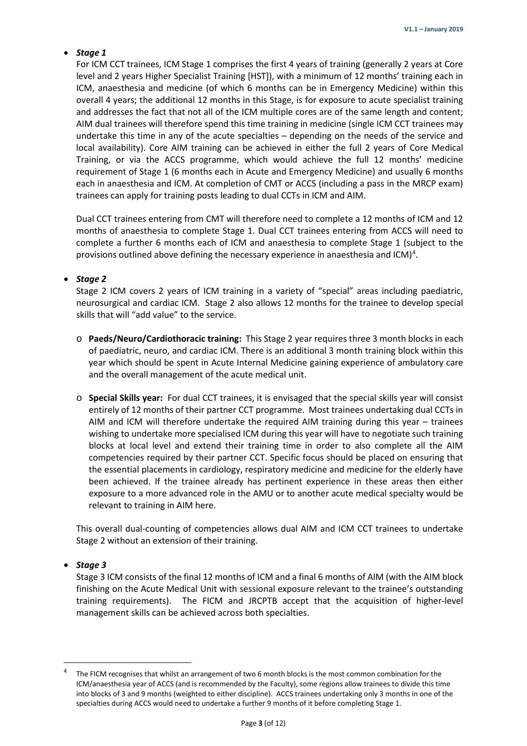- ***Stage 1***

  For ICM CCT trainees, ICM Stage 1 comprises the first 4 years of training (generally 2 years at Core level and 2 years Higher Specialist Training [HST]), with a minimum of 12 months' training each in ICM, anaesthesia and medicine (of which 6 months can be in Emergency Medicine) within this overall 4 years; the additional 12 months in this Stage, is for exposure to acute specialist training and addresses the fact that not all of the ICM multiple cores are of the same length and content; AIM dual trainees will therefore spend this time training in medicine (single ICM CCT trainees may undertake this time in any of the acute specialties – depending on the needs of the service and local availability). Core AIM training can be achieved in either the full 2 years of Core Medical Training, or via the ACCS programme, which would achieve the full 12 months' medicine requirement of Stage 1 (6 months each in Acute and Emergency Medicine) and usually 6 months each in anaesthesia and ICM. At completion of CMT or ACCS (including a pass in the MRCP exam) trainees can apply for training posts leading to dual CCTs in ICM and AIM.

  Dual CCT trainees entering from CMT will therefore need to complete a 12 months of ICM and 12 months of anaesthesia to complete Stage 1. Dual CCT trainees entering from ACCS will need to complete a further 6 months each of ICM and anaesthesia to complete Stage 1 (subject to the provisions outlined above defining the necessary experience in anaesthesia and ICM)[4].

- ***Stage 2***

  Stage 2 ICM covers 2 years of ICM training in a variety of "special" areas including paediatric, neurosurgical and cardiac ICM. Stage 2 also allows 12 months for the trainee to develop special skills that will "add value" to the service.

  - **Paeds/Neuro/Cardiothoracic training:** This Stage 2 year requires three 3 month blocks in each of paediatric, neuro, and cardiac ICM. There is an additional 3 month training block within this year which should be spent in Acute Internal Medicine gaining experience of ambulatory care and the overall management of the acute medical unit.
  - **Special Skills year:** For dual CCT trainees, it is envisaged that the special skills year will consist entirely of 12 months of their partner CCT programme. Most trainees undertaking dual CCTs in AIM and ICM will therefore undertake the required AIM training during this year – trainees wishing to undertake more specialised ICM during this year will have to negotiate such training blocks at local level and extend their training time in order to also complete all the AIM competencies required by their partner CCT. Specific focus should be placed on ensuring that the essential placements in cardiology, respiratory medicine and medicine for the elderly have been achieved. If the trainee already has pertinent experience in these areas then either exposure to a more advanced role in the AMU or to another acute medical specialty would be relevant to training in AIM here.

  This overall dual-counting of competencies allows dual AIM and ICM CCT trainees to undertake Stage 2 without an extension of their training.

- ***Stage 3***

  Stage 3 ICM consists of the final 12 months of ICM and a final 6 months of AIM (with the AIM block finishing on the Acute Medical Unit with sessional exposure relevant to the trainee's outstanding training requirements). The FICM and JRCPTB accept that the acquisition of higher-level management skills can be achieved across both specialties.

---

[4] The FICM recognises that whilst an arrangement of two 6 month blocks is the most common combination for the ICM/anaesthesia year of ACCS (and is recommended by the Faculty), some regions allow trainees to divide this time into blocks of 3 and 9 months (weighted to either discipline). ACCS trainees undertaking only 3 months in one of the specialties during ACCS would need to undertake a further 9 months of it before completing Stage 1.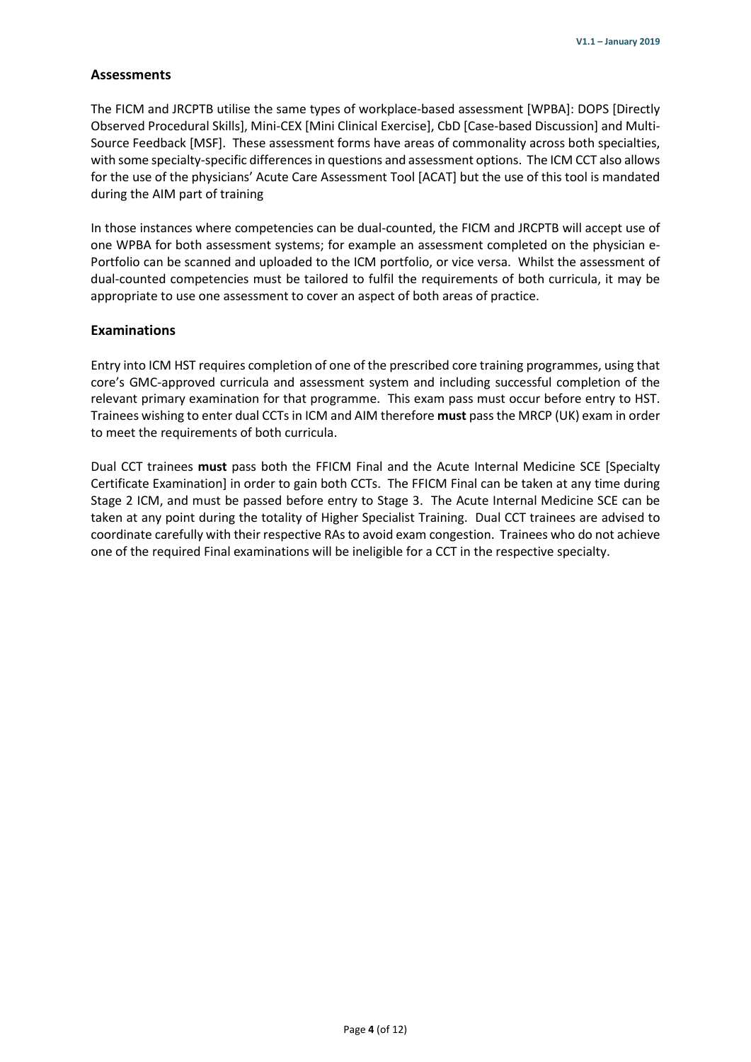## Assessments

The FICM and JRCPTB utilise the same types of workplace-based assessment [WPBA]: DOPS [Directly Observed Procedural Skills], Mini-CEX [Mini Clinical Exercise], CbD [Case-based Discussion] and Multi-Source Feedback [MSF]. These assessment forms have areas of commonality across both specialties, with some specialty-specific differences in questions and assessment options. The ICM CCT also allows for the use of the physicians' Acute Care Assessment Tool [ACAT] but the use of this tool is mandated during the AIM part of training

In those instances where competencies can be dual-counted, the FICM and JRCPTB will accept use of one WPBA for both assessment systems; for example an assessment completed on the physician e-Portfolio can be scanned and uploaded to the ICM portfolio, or vice versa. Whilst the assessment of dual-counted competencies must be tailored to fulfil the requirements of both curricula, it may be appropriate to use one assessment to cover an aspect of both areas of practice.

## Examinations

Entry into ICM HST requires completion of one of the prescribed core training programmes, using that core's GMC-approved curricula and assessment system and including successful completion of the relevant primary examination for that programme. This exam pass must occur before entry to HST. Trainees wishing to enter dual CCTs in ICM and AIM therefore **must** pass the MRCP (UK) exam in order to meet the requirements of both curricula.

Dual CCT trainees **must** pass both the FFICM Final and the Acute Internal Medicine SCE [Specialty Certificate Examination] in order to gain both CCTs. The FFICM Final can be taken at any time during Stage 2 ICM, and must be passed before entry to Stage 3. The Acute Internal Medicine SCE can be taken at any point during the totality of Higher Specialist Training. Dual CCT trainees are advised to coordinate carefully with their respective RAs to avoid exam congestion. Trainees who do not achieve one of the required Final examinations will be ineligible for a CCT in the respective specialty.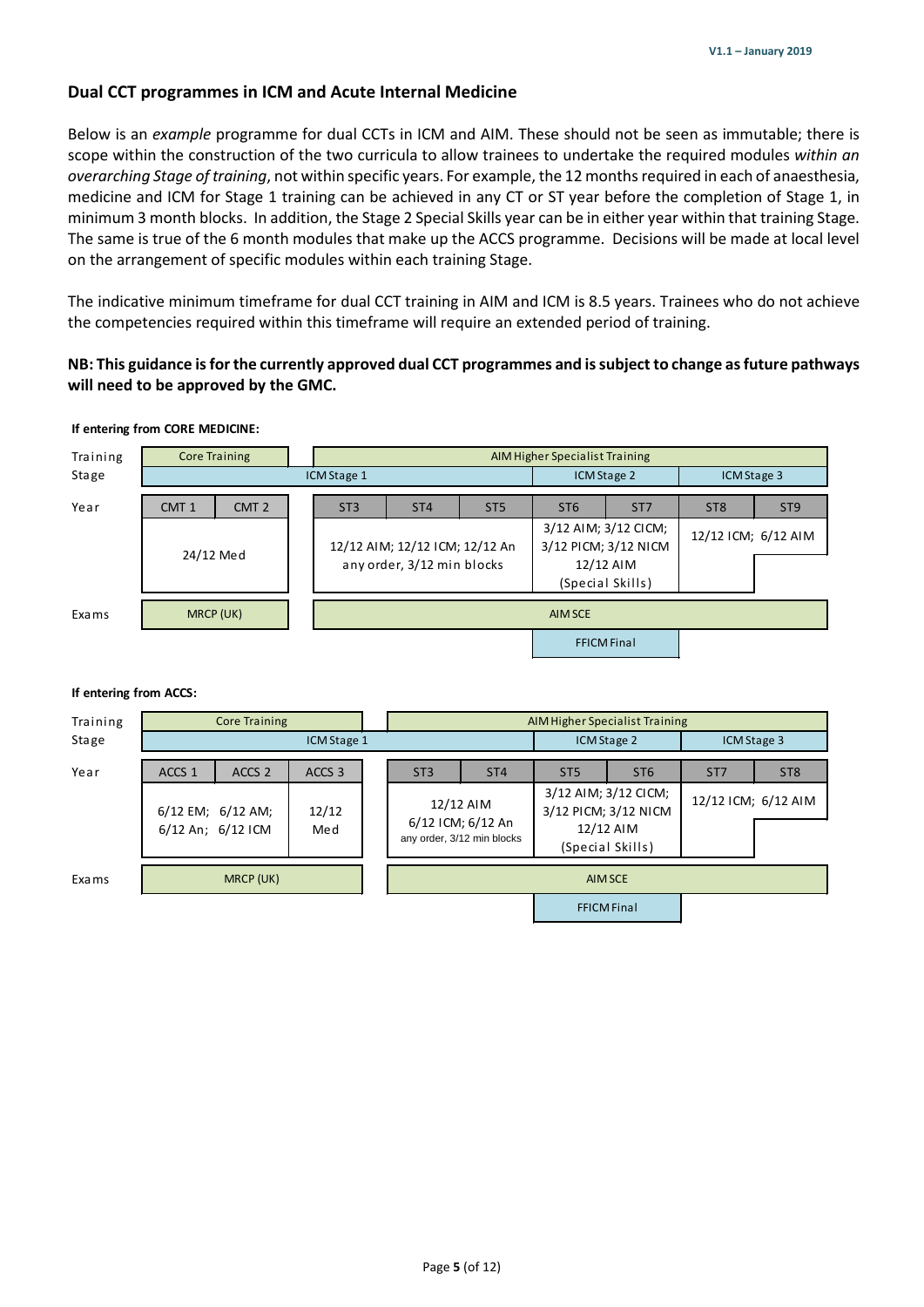## Dual CCT programmes in ICM and Acute Internal Medicine

Below is an *example* programme for dual CCTs in ICM and AIM. These should not be seen as immutable; there is scope within the construction of the two curricula to allow trainees to undertake the required modules *within an overarching Stage of training*, not within specific years. For example, the 12 months required in each of anaesthesia, medicine and ICM for Stage 1 training can be achieved in any CT or ST year before the completion of Stage 1, in minimum 3 month blocks. In addition, the Stage 2 Special Skills year can be in either year within that training Stage. The same is true of the 6 month modules that make up the ACCS programme. Decisions will be made at local level on the arrangement of specific modules within each training Stage.

The indicative minimum timeframe for dual CCT training in AIM and ICM is 8.5 years. Trainees who do not achieve the competencies required within this timeframe will require an extended period of training.

**NB: This guidance is for the currently approved dual CCT programmes and is subject to change as future pathways will need to be approved by the GMC.**

**If entering from CORE MEDICINE:**

| Training Stage | Core Training | | AIM Higher Specialist Training | | | | | | |
|---|---|---|---|---|---|---|---|---|---|
| | ICM Stage 1 | | | | | ICM Stage 2 | | ICM Stage 3 | |
| Year | CMT 1 | CMT 2 | ST3 | ST4 | ST5 | ST6 | ST7 | ST8 | ST9 |
| | 24/12 Med | | 12/12 AIM; 12/12 ICM; 12/12 An any order, 3/12 min blocks | | | 3/12 AIM; 3/12 CICM; 3/12 PICM; 3/12 NICM 12/12 AIM (Special Skills) | | 12/12 ICM; 6/12 AIM | |
| Exams | MRCP (UK) | | AIM SCE | | | | | | |
| | | | | | | FFICM Final | | | |

**If entering from ACCS:**

| Training Stage | Core Training | | | AIM Higher Specialist Training | | | | | |
|---|---|---|---|---|---|---|---|---|---|
| | ICM Stage 1 | | | | | ICM Stage 2 | | ICM Stage 3 | |
| Year | ACCS 1 | ACCS 2 | ACCS 3 | ST3 | ST4 | ST5 | ST6 | ST7 | ST8 |
| | 6/12 EM; 6/12 AM; 6/12 An; 6/12 ICM | | 12/12 Med | 12/12 AIM 6/12 ICM; 6/12 An any order, 3/12 min blocks | | 3/12 AIM; 3/12 CICM; 3/12 PICM; 3/12 NICM 12/12 AIM (Special Skills) | | 12/12 ICM; 6/12 AIM | |
| Exams | MRCP (UK) | | | AIM SCE | | | | | |
| | | | | | | FFICM Final | | | |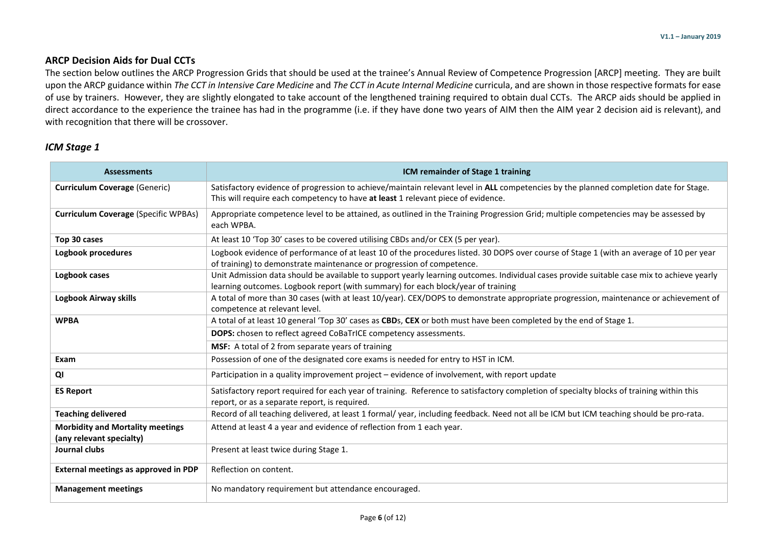## ARCP Decision Aids for Dual CCTs

The section below outlines the ARCP Progression Grids that should be used at the trainee's Annual Review of Competence Progression [ARCP] meeting. They are built upon the ARCP guidance within *The CCT in Intensive Care Medicine* and *The CCT in Acute Internal Medicine* curricula, and are shown in those respective formats for ease of use by trainers. However, they are slightly elongated to take account of the lengthened training required to obtain dual CCTs. The ARCP aids should be applied in direct accordance to the experience the trainee has had in the programme (i.e. if they have done two years of AIM then the AIM year 2 decision aid is relevant), and with recognition that there will be crossover.

### *ICM Stage 1*

| Assessments | ICM remainder of Stage 1 training |
|---|---|
| **Curriculum Coverage** (Generic) | Satisfactory evidence of progression to achieve/maintain relevant level in **ALL** competencies by the planned completion date for Stage. This will require each competency to have **at least** 1 relevant piece of evidence. |
| **Curriculum Coverage** (Specific WPBAs) | Appropriate competence level to be attained, as outlined in the Training Progression Grid; multiple competencies may be assessed by each WPBA. |
| **Top 30 cases** | At least 10 'Top 30' cases to be covered utilising CBDs and/or CEX (5 per year). |
| **Logbook procedures** | Logbook evidence of performance of at least 10 of the procedures listed. 30 DOPS over course of Stage 1 (with an average of 10 per year of training) to demonstrate maintenance or progression of competence. |
| **Logbook cases** | Unit Admission data should be available to support yearly learning outcomes. Individual cases provide suitable case mix to achieve yearly learning outcomes. Logbook report (with summary) for each block/year of training |
| **Logbook Airway skills** | A total of more than 30 cases (with at least 10/year). CEX/DOPS to demonstrate appropriate progression, maintenance or achievement of competence at relevant level. |
| **WPBA** | A total of at least 10 general 'Top 30' cases as **CBD**s, **CEX** or both must have been completed by the end of Stage 1. |
| | **DOPS:** chosen to reflect agreed CoBaTrICE competency assessments. |
| | **MSF:** A total of 2 from separate years of training |
| **Exam** | Possession of one of the designated core exams is needed for entry to HST in ICM. |
| **QI** | Participation in a quality improvement project – evidence of involvement, with report update |
| **ES Report** | Satisfactory report required for each year of training. Reference to satisfactory completion of specialty blocks of training within this report, or as a separate report, is required. |
| **Teaching delivered** | Record of all teaching delivered, at least 1 formal/ year, including feedback. Need not all be ICM but ICM teaching should be pro-rata. |
| **Morbidity and Mortality meetings (any relevant specialty)** | Attend at least 4 a year and evidence of reflection from 1 each year. |
| **Journal clubs** | Present at least twice during Stage 1. |
| **External meetings as approved in PDP** | Reflection on content. |
| **Management meetings** | No mandatory requirement but attendance encouraged. |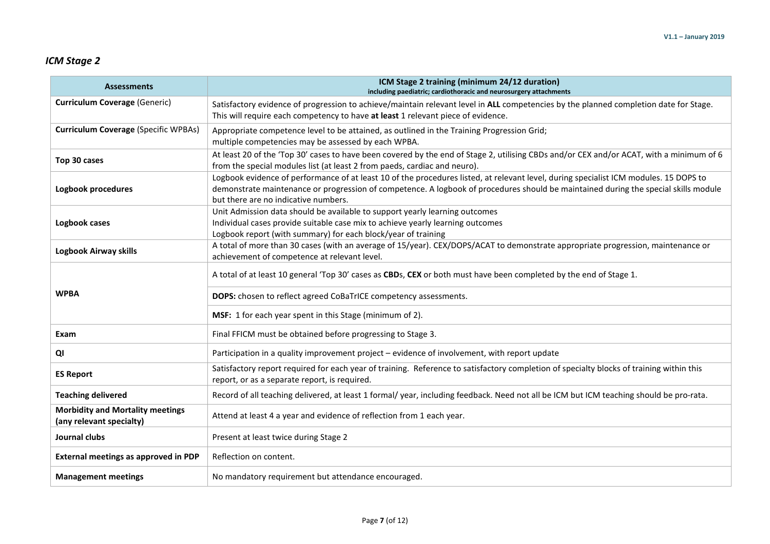## *ICM Stage 2*

| Assessments | ICM Stage 2 training (minimum 24/12 duration) including paediatric; cardiothoracic and neurosurgery attachments |
|---|---|
| **Curriculum Coverage** (Generic) | Satisfactory evidence of progression to achieve/maintain relevant level in **ALL** competencies by the planned completion date for Stage. This will require each competency to have **at least** 1 relevant piece of evidence. |
| **Curriculum Coverage** (Specific WPBAs) | Appropriate competence level to be attained, as outlined in the Training Progression Grid; multiple competencies may be assessed by each WPBA. |
| **Top 30 cases** | At least 20 of the 'Top 30' cases to have been covered by the end of Stage 2, utilising CBDs and/or CEX and/or ACAT, with a minimum of 6 from the special modules list (at least 2 from paeds, cardiac and neuro). |
| **Logbook procedures** | Logbook evidence of performance of at least 10 of the procedures listed, at relevant level, during specialist ICM modules. 15 DOPS to demonstrate maintenance or progression of competence. A logbook of procedures should be maintained during the special skills module but there are no indicative numbers. |
| **Logbook cases** | Unit Admission data should be available to support yearly learning outcomes<br>Individual cases provide suitable case mix to achieve yearly learning outcomes<br>Logbook report (with summary) for each block/year of training |
| **Logbook Airway skills** | A total of more than 30 cases (with an average of 15/year). CEX/DOPS/ACAT to demonstrate appropriate progression, maintenance or achievement of competence at relevant level. |
| **WPBA** | A total of at least 10 general 'Top 30' cases as **CBD**s, **CEX** or both must have been completed by the end of Stage 1. |
| | **DOPS:** chosen to reflect agreed CoBaTrICE competency assessments. |
| | **MSF:** 1 for each year spent in this Stage (minimum of 2). |
| **Exam** | Final FFICM must be obtained before progressing to Stage 3. |
| **QI** | Participation in a quality improvement project – evidence of involvement, with report update |
| **ES Report** | Satisfactory report required for each year of training. Reference to satisfactory completion of specialty blocks of training within this report, or as a separate report, is required. |
| **Teaching delivered** | Record of all teaching delivered, at least 1 formal/ year, including feedback. Need not all be ICM but ICM teaching should be pro-rata. |
| **Morbidity and Mortality meetings (any relevant specialty)** | Attend at least 4 a year and evidence of reflection from 1 each year. |
| **Journal clubs** | Present at least twice during Stage 2 |
| **External meetings as approved in PDP** | Reflection on content. |
| **Management meetings** | No mandatory requirement but attendance encouraged. |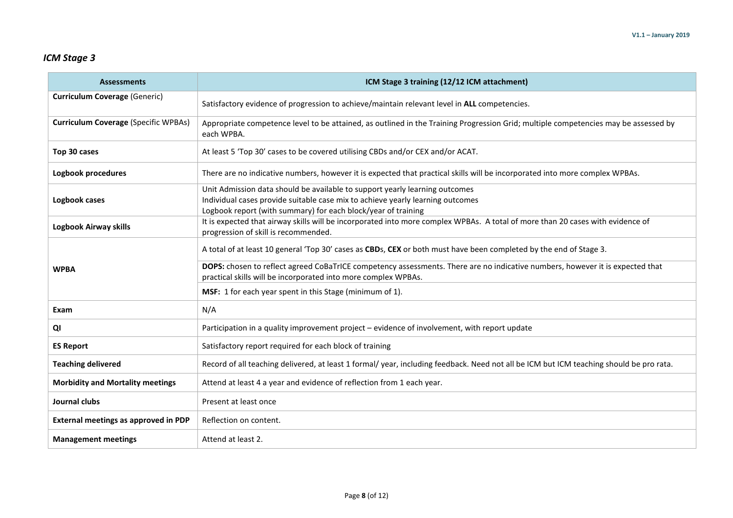## *ICM Stage 3*

| **Assessments** | **ICM Stage 3 training (12/12 ICM attachment)** |
|---|---|
| **Curriculum Coverage** (Generic) | Satisfactory evidence of progression to achieve/maintain relevant level in **ALL** competencies. |
| **Curriculum Coverage** (Specific WPBAs) | Appropriate competence level to be attained, as outlined in the Training Progression Grid; multiple competencies may be assessed by each WPBA. |
| **Top 30 cases** | At least 5 'Top 30' cases to be covered utilising CBDs and/or CEX and/or ACAT. |
| **Logbook procedures** | There are no indicative numbers, however it is expected that practical skills will be incorporated into more complex WPBAs. |
| **Logbook cases** | Unit Admission data should be available to support yearly learning outcomes<br>Individual cases provide suitable case mix to achieve yearly learning outcomes<br>Logbook report (with summary) for each block/year of training |
| **Logbook Airway skills** | It is expected that airway skills will be incorporated into more complex WPBAs. A total of more than 20 cases with evidence of progression of skill is recommended. |
| **WPBA** | A total of at least 10 general 'Top 30' cases as **CBD**s, **CEX** or both must have been completed by the end of Stage 3. |
| | **DOPS:** chosen to reflect agreed CoBaTrICE competency assessments. There are no indicative numbers, however it is expected that practical skills will be incorporated into more complex WPBAs. |
| | **MSF:** 1 for each year spent in this Stage (minimum of 1). |
| **Exam** | N/A |
| **QI** | Participation in a quality improvement project – evidence of involvement, with report update |
| **ES Report** | Satisfactory report required for each block of training |
| **Teaching delivered** | Record of all teaching delivered, at least 1 formal/ year, including feedback. Need not all be ICM but ICM teaching should be pro rata. |
| **Morbidity and Mortality meetings** | Attend at least 4 a year and evidence of reflection from 1 each year. |
| **Journal clubs** | Present at least once |
| **External meetings as approved in PDP** | Reflection on content. |
| **Management meetings** | Attend at least 2. |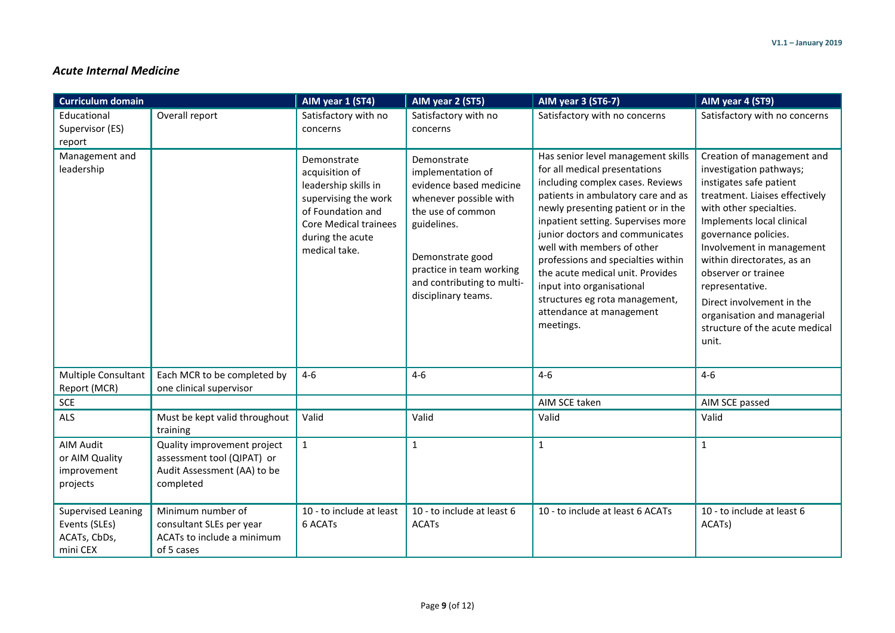## *Acute Internal Medicine*

| Curriculum domain | | AIM year 1 (ST4) | AIM year 2 (ST5) | AIM year 3 (ST6-7) | AIM year 4 (ST9) |
|---|---|---|---|---|---|
| Educational Supervisor (ES) report | Overall report | Satisfactory with no concerns | Satisfactory with no concerns | Satisfactory with no concerns | Satisfactory with no concerns |
| Management and leadership | | Demonstrate acquisition of leadership skills in supervising the work of Foundation and Core Medical trainees during the acute medical take. | Demonstrate implementation of evidence based medicine whenever possible with the use of common guidelines.<br><br>Demonstrate good practice in team working and contributing to multi-disciplinary teams. | Has senior level management skills for all medical presentations including complex cases. Reviews patients in ambulatory care and as newly presenting patient or in the inpatient setting. Supervises more junior doctors and communicates well with members of other professions and specialties within the acute medical unit. Provides input into organisational structures eg rota management, attendance at management meetings. | Creation of management and investigation pathways; instigates safe patient treatment. Liaises effectively with other specialties. Implements local clinical governance policies. Involvement in management within directorates, as an observer or trainee representative.<br><br>Direct involvement in the organisation and managerial structure of the acute medical unit. |
| Multiple Consultant Report (MCR) | Each MCR to be completed by one clinical supervisor | 4-6 | 4-6 | 4-6 | 4-6 |
| SCE | | | | AIM SCE taken | AIM SCE passed |
| ALS | Must be kept valid throughout training | Valid | Valid | Valid | Valid |
| AIM Audit or AIM Quality improvement projects | Quality improvement project assessment tool (QIPAT) or Audit Assessment (AA) to be completed | 1 | 1 | 1 | 1 |
| Supervised Leaning Events (SLEs) ACATs, CbDs, mini CEX | Minimum number of consultant SLEs per year ACATs to include a minimum of 5 cases | 10 - to include at least 6 ACATs | 10 - to include at least 6 ACATs | 10 - to include at least 6 ACATs | 10 - to include at least 6 ACATs) |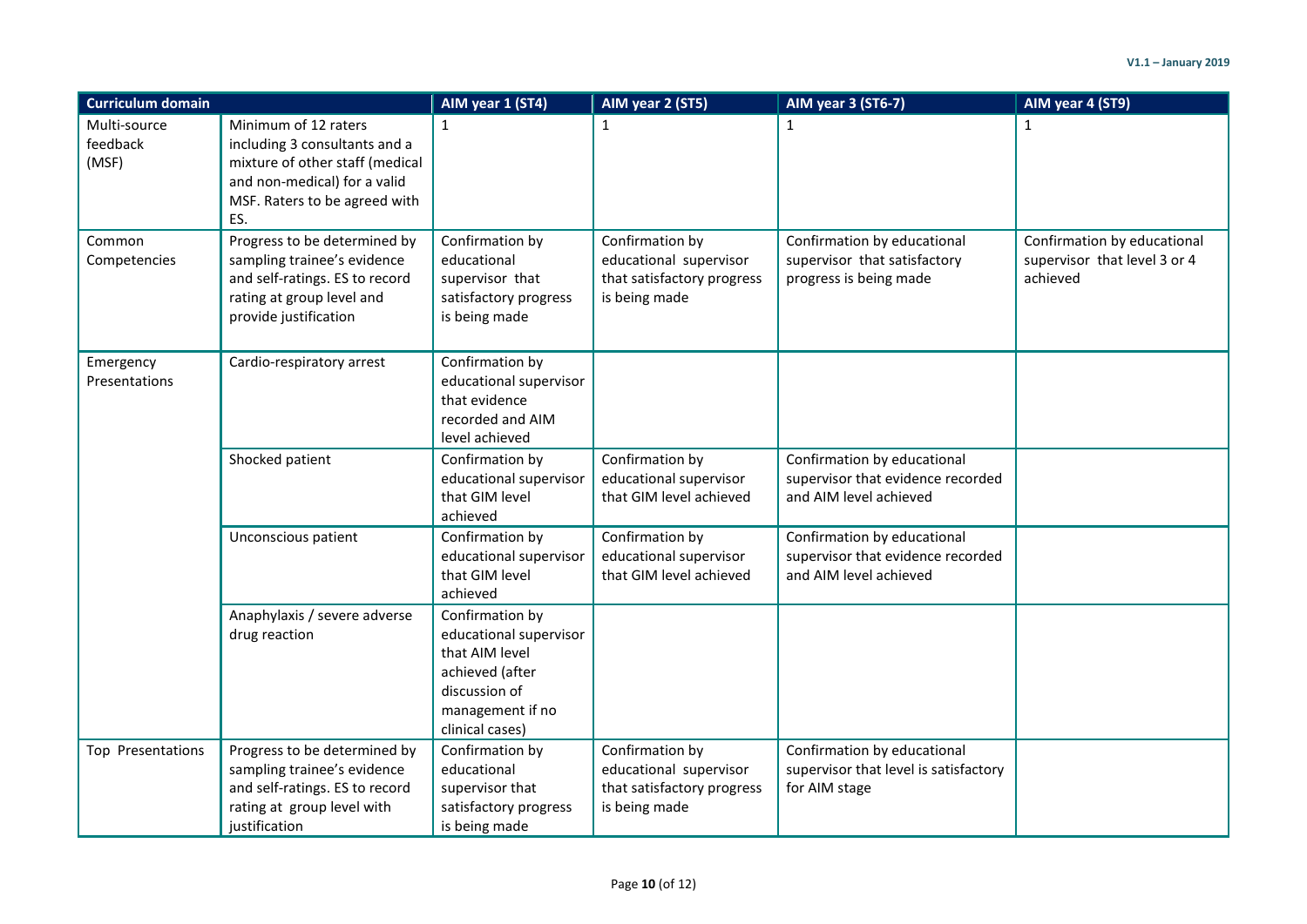| Curriculum domain | | AIM year 1 (ST4) | AIM year 2 (ST5) | AIM year 3 (ST6-7) | AIM year 4 (ST9) |
|---|---|---|---|---|---|
| Multi-source feedback (MSF) | Minimum of 12 raters including 3 consultants and a mixture of other staff (medical and non-medical) for a valid MSF. Raters to be agreed with ES. | 1 | 1 | 1 | 1 |
| Common Competencies | Progress to be determined by sampling trainee's evidence and self-ratings. ES to record rating at group level and provide justification | Confirmation by educational supervisor that satisfactory progress is being made | Confirmation by educational supervisor that satisfactory progress is being made | Confirmation by educational supervisor that satisfactory progress is being made | Confirmation by educational supervisor that level 3 or 4 achieved |
| Emergency Presentations | Cardio-respiratory arrest | Confirmation by educational supervisor that evidence recorded and AIM level achieved | | | |
| | Shocked patient | Confirmation by educational supervisor that GIM level achieved | Confirmation by educational supervisor that GIM level achieved | Confirmation by educational supervisor that evidence recorded and AIM level achieved | |
| | Unconscious patient | Confirmation by educational supervisor that GIM level achieved | Confirmation by educational supervisor that GIM level achieved | Confirmation by educational supervisor that evidence recorded and AIM level achieved | |
| | Anaphylaxis / severe adverse drug reaction | Confirmation by educational supervisor that AIM level achieved (after discussion of management if no clinical cases) | | | |
| Top Presentations | Progress to be determined by sampling trainee's evidence and self-ratings. ES to record rating at group level with justification | Confirmation by educational supervisor that satisfactory progress is being made | Confirmation by educational supervisor that satisfactory progress is being made | Confirmation by educational supervisor that level is satisfactory for AIM stage | |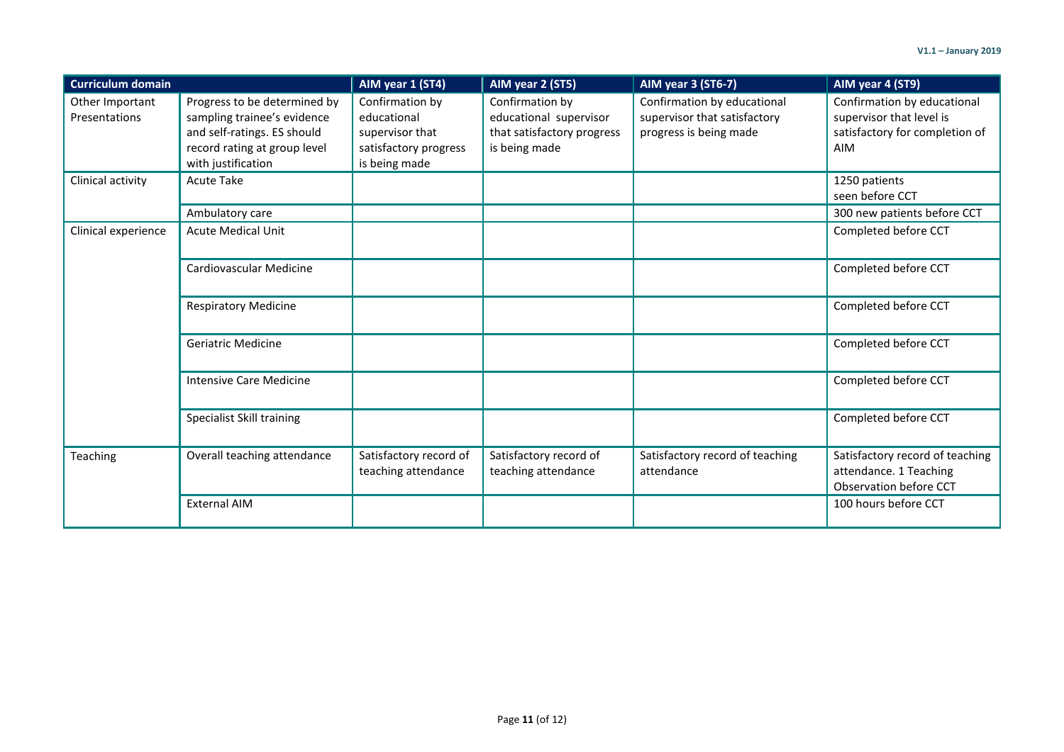| Curriculum domain | | AIM year 1 (ST4) | AIM year 2 (ST5) | AIM year 3 (ST6-7) | AIM year 4 (ST9) |
|---|---|---|---|---|---|
| Other Important Presentations | Progress to be determined by sampling trainee's evidence and self-ratings. ES should record rating at group level with justification | Confirmation by educational supervisor that satisfactory progress is being made | Confirmation by educational supervisor that satisfactory progress is being made | Confirmation by educational supervisor that satisfactory progress is being made | Confirmation by educational supervisor that level is satisfactory for completion of AIM |
| Clinical activity | Acute Take | | | | 1250 patients seen before CCT |
| | Ambulatory care | | | | 300 new patients before CCT |
| Clinical experience | Acute Medical Unit | | | | Completed before CCT |
| | Cardiovascular Medicine | | | | Completed before CCT |
| | Respiratory Medicine | | | | Completed before CCT |
| | Geriatric Medicine | | | | Completed before CCT |
| | Intensive Care Medicine | | | | Completed before CCT |
| | Specialist Skill training | | | | Completed before CCT |
| Teaching | Overall teaching attendance | Satisfactory record of teaching attendance | Satisfactory record of teaching attendance | Satisfactory record of teaching attendance | Satisfactory record of teaching attendance. 1 Teaching Observation before CCT |
| | External AIM | | | | 100 hours before CCT |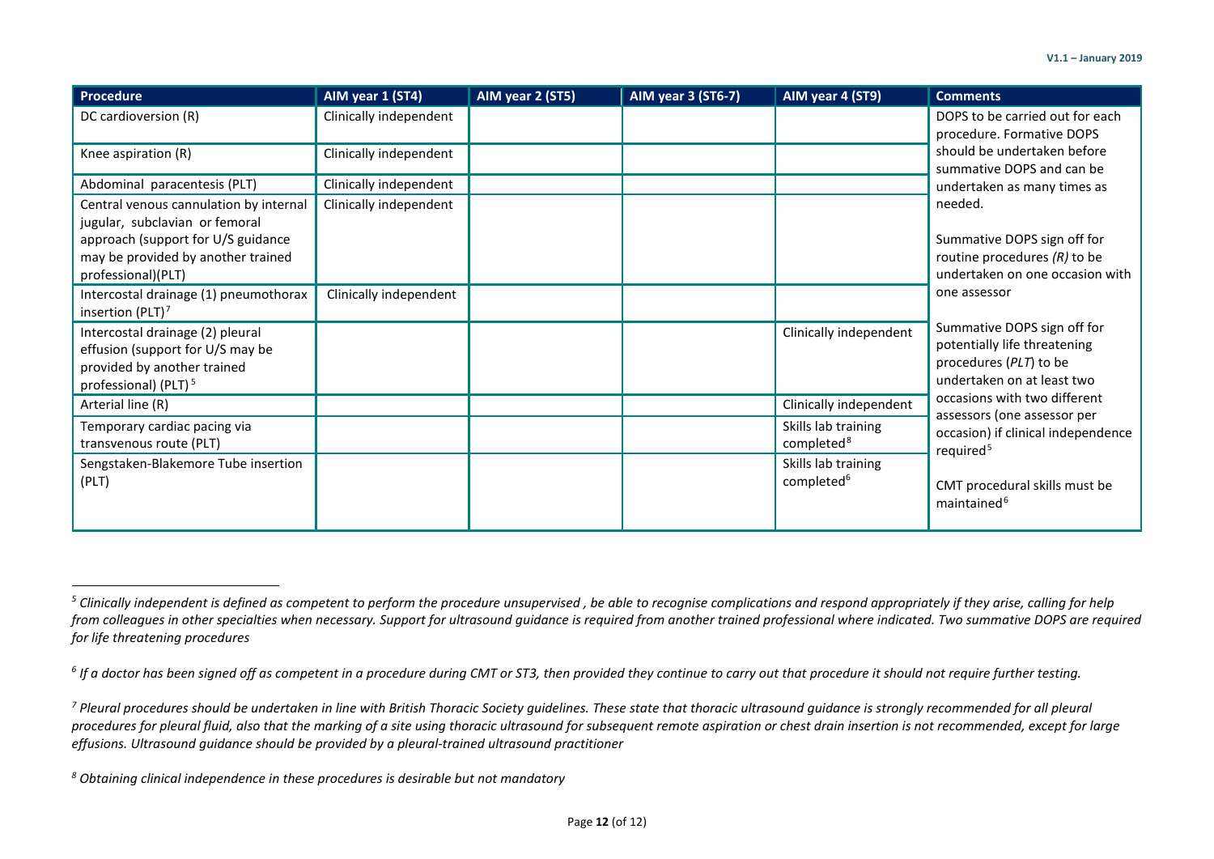| Procedure | AIM year 1 (ST4) | AIM year 2 (ST5) | AIM year 3 (ST6-7) | AIM year 4 (ST9) | Comments |
|---|---|---|---|---|---|
| DC cardioversion (R) | Clinically independent | | | | DOPS to be carried out for each procedure. Formative DOPS should be undertaken before summative DOPS and can be undertaken as many times as needed.<br><br>Summative DOPS sign off for routine procedures *(R)* to be undertaken on one occasion with one assessor<br><br>Summative DOPS sign off for potentially life threatening procedures (*PLT*) to be undertaken on at least two occasions with two different assessors (one assessor per occasion) if clinical independence required[5]<br><br>CMT procedural skills must be maintained[6] |
| Knee aspiration (R) | Clinically independent | | | | |
| Abdominal paracentesis (PLT) | Clinically independent | | | | |
| Central venous cannulation by internal jugular, subclavian or femoral approach (support for U/S guidance may be provided by another trained professional)(PLT) | Clinically independent | | | | |
| Intercostal drainage (1) pneumothorax insertion (PLT)[7] | Clinically independent | | | | |
| Intercostal drainage (2) pleural effusion (support for U/S may be provided by another trained professional) (PLT)[5] | | | | Clinically independent | |
| Arterial line (R) | | | | Clinically independent | |
| Temporary cardiac pacing via transvenous route (PLT) | | | | Skills lab training completed[8] | |
| Sengstaken-Blakemore Tube insertion (PLT) | | | | Skills lab training completed[6] | |

*[5] Clinically independent is defined as competent to perform the procedure unsupervised , be able to recognise complications and respond appropriately if they arise, calling for help from colleagues in other specialties when necessary. Support for ultrasound guidance is required from another trained professional where indicated. Two summative DOPS are required for life threatening procedures*

*[6] If a doctor has been signed off as competent in a procedure during CMT or ST3, then provided they continue to carry out that procedure it should not require further testing.*

*[7] Pleural procedures should be undertaken in line with British Thoracic Society guidelines. These state that thoracic ultrasound guidance is strongly recommended for all pleural procedures for pleural fluid, also that the marking of a site using thoracic ultrasound for subsequent remote aspiration or chest drain insertion is not recommended, except for large effusions. Ultrasound guidance should be provided by a pleural-trained ultrasound practitioner*

*[8] Obtaining clinical independence in these procedures is desirable but not mandatory*